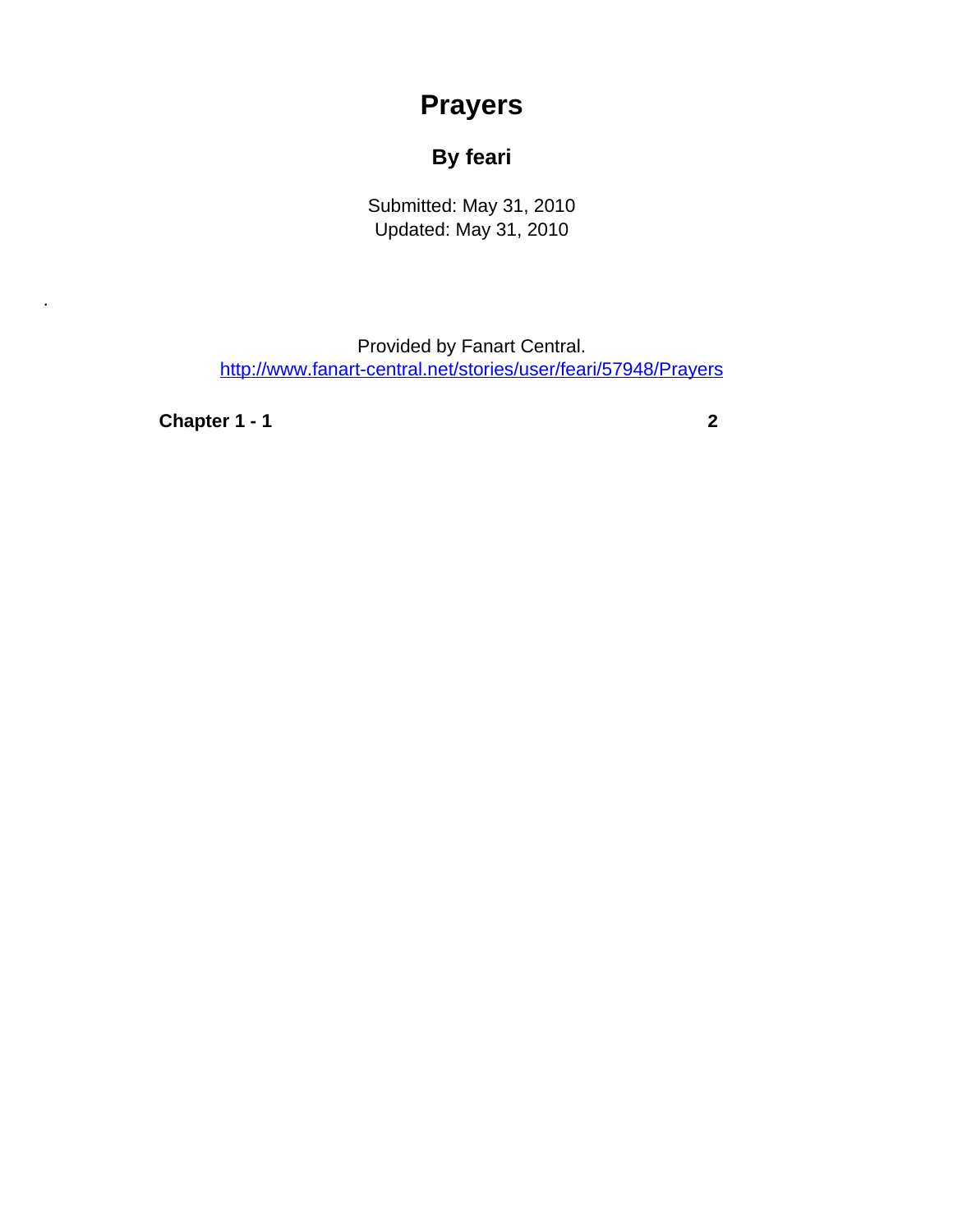# Prayers

## By feari

Submitted: May 31, 2010
Updated: May 31, 2010

.

Provided by Fanart Central.
http://www.fanart-central.net/stories/user/feari/57948/Prayers

**Chapter 1 - 1** **2**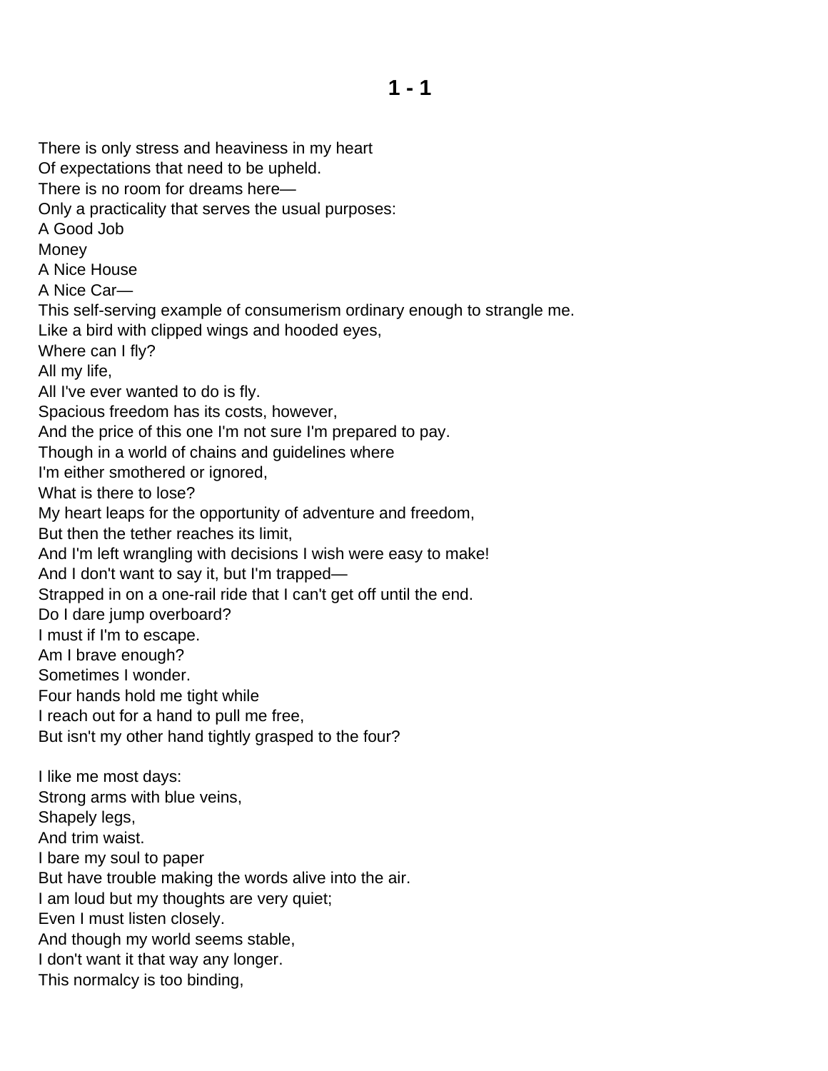# 1 - 1

There is only stress and heaviness in my heart
Of expectations that need to be upheld.
There is no room for dreams here—
Only a practicality that serves the usual purposes:
A Good Job
Money
A Nice House
A Nice Car—
This self-serving example of consumerism ordinary enough to strangle me.
Like a bird with clipped wings and hooded eyes,
Where can I fly?
All my life,
All I've ever wanted to do is fly.
Spacious freedom has its costs, however,
And the price of this one I'm not sure I'm prepared to pay.
Though in a world of chains and guidelines where
I'm either smothered or ignored,
What is there to lose?
My heart leaps for the opportunity of adventure and freedom,
But then the tether reaches its limit,
And I'm left wrangling with decisions I wish were easy to make!
And I don't want to say it, but I'm trapped—
Strapped in on a one-rail ride that I can't get off until the end.
Do I dare jump overboard?
I must if I'm to escape.
Am I brave enough?
Sometimes I wonder.
Four hands hold me tight while
I reach out for a hand to pull me free,
But isn't my other hand tightly grasped to the four?

I like me most days:
Strong arms with blue veins,
Shapely legs,
And trim waist.
I bare my soul to paper
But have trouble making the words alive into the air.
I am loud but my thoughts are very quiet;
Even I must listen closely.
And though my world seems stable,
I don't want it that way any longer.
This normalcy is too binding,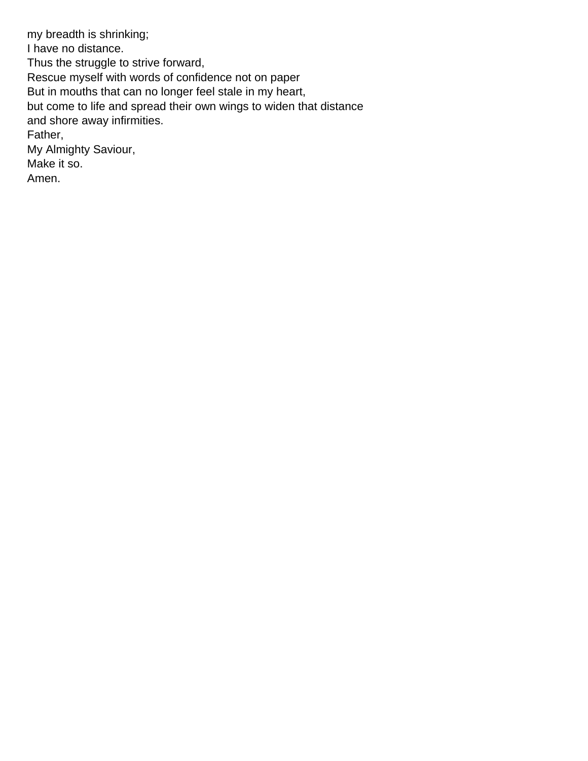my breadth is shrinking;
I have no distance.
Thus the struggle to strive forward,
Rescue myself with words of confidence not on paper
But in mouths that can no longer feel stale in my heart,
but come to life and spread their own wings to widen that distance
and shore away infirmities.
Father,
My Almighty Saviour,
Make it so.
Amen.